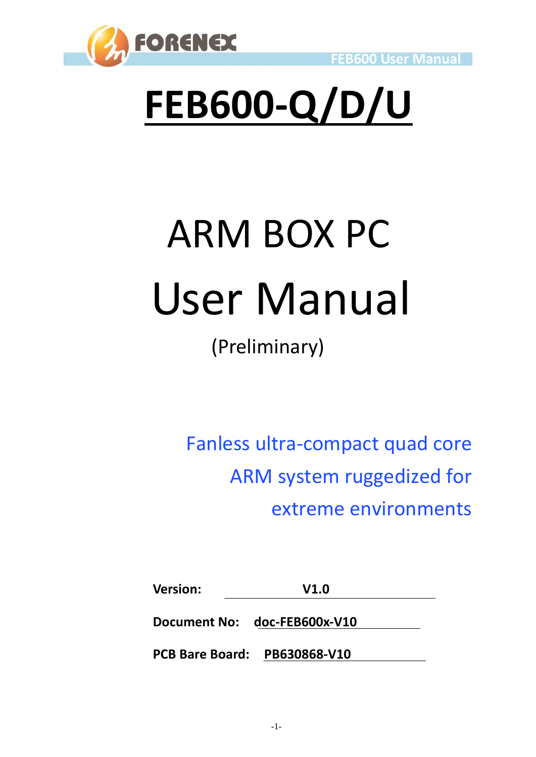# FEB600-Q/D/U

# ARM BOX PC

# User Manual

(Preliminary)

Fanless ultra-compact quad core ARM system ruggedized for extreme environments

**Version:** **V1.0**

**Document No:** **doc-FEB600x-V10**

**PCB Bare Board:** **PB630868-V10**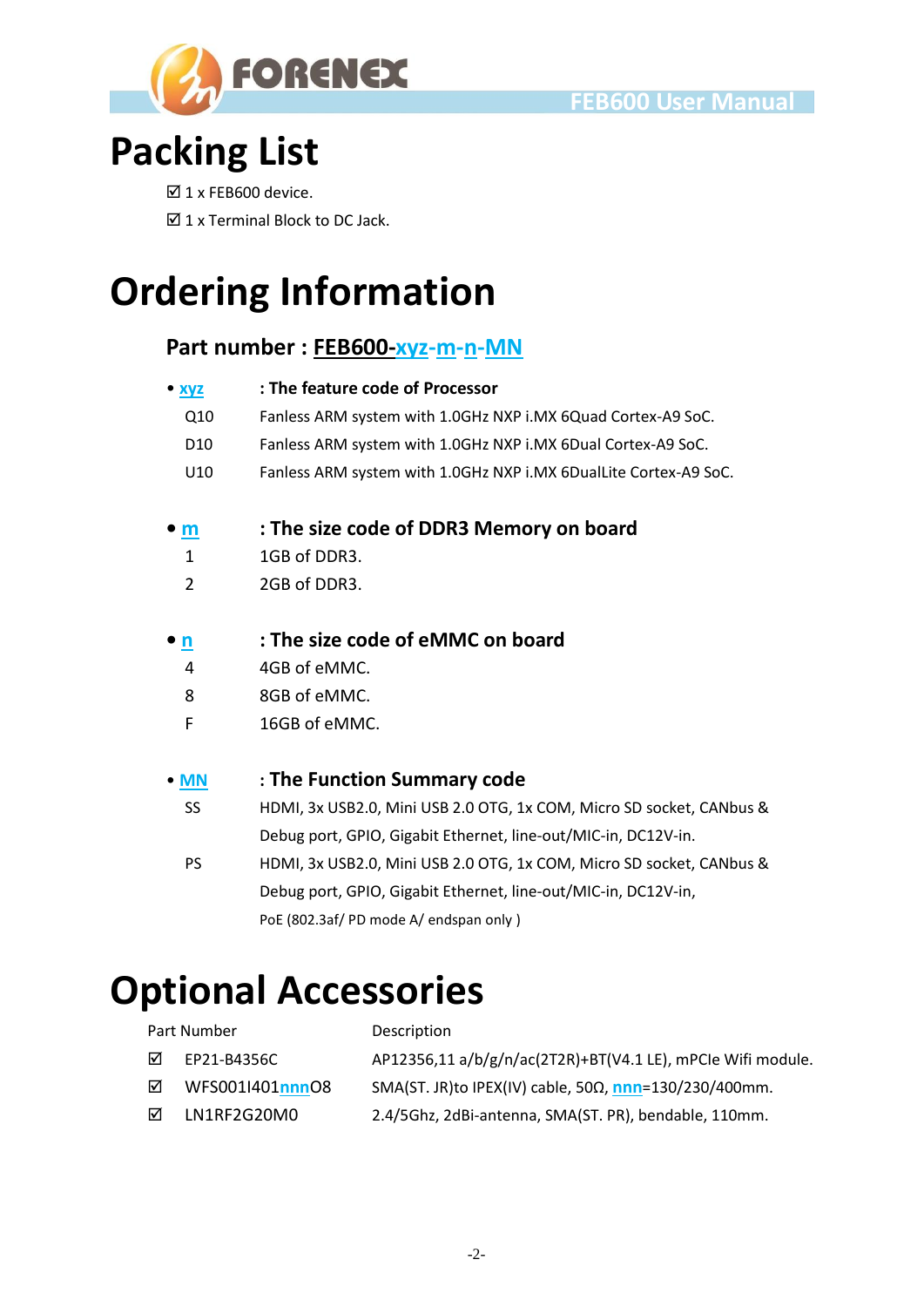# Packing List

☑ 1 x FEB600 device.

☑ 1 x Terminal Block to DC Jack.

# Ordering Information

## Part number : FEB600-xyz-m-n-MN

- **xyz** : **The feature code of Processor**

| | |
|---|---|
| Q10 | Fanless ARM system with 1.0GHz NXP i.MX 6Quad Cortex-A9 SoC. |
| D10 | Fanless ARM system with 1.0GHz NXP i.MX 6Dual Cortex-A9 SoC. |
| U10 | Fanless ARM system with 1.0GHz NXP i.MX 6DualLite Cortex-A9 SoC. |

- **m** : **The size code of DDR3 Memory on board**

| | |
|---|---|
| 1 | 1GB of DDR3. |
| 2 | 2GB of DDR3. |

- **n** : **The size code of eMMC on board**

| | |
|---|---|
| 4 | 4GB of eMMC. |
| 8 | 8GB of eMMC. |
| F | 16GB of eMMC. |

- **MN** : **The Function Summary code**

| | |
|---|---|
| SS | HDMI, 3x USB2.0, Mini USB 2.0 OTG, 1x COM, Micro SD socket, CANbus & Debug port, GPIO, Gigabit Ethernet, line-out/MIC-in, DC12V-in. |
| PS | HDMI, 3x USB2.0, Mini USB 2.0 OTG, 1x COM, Micro SD socket, CANbus & Debug port, GPIO, Gigabit Ethernet, line-out/MIC-in, DC12V-in, PoE (802.3af/ PD mode A/ endspan only ) |

# Optional Accessories

| | Part Number | Description |
|---|---|---|
| ☑ | EP21-B4356C | AP12356,11 a/b/g/n/ac(2T2R)+BT(V4.1 LE), mPCIe Wifi module. |
| ☑ | WFS001I401nnnO8 | SMA(ST. JR)to IPEX(IV) cable, 50Ω, nnn=130/230/400mm. |
| ☑ | LN1RF2G20M0 | 2.4/5Ghz, 2dBi-antenna, SMA(ST. PR), bendable, 110mm. |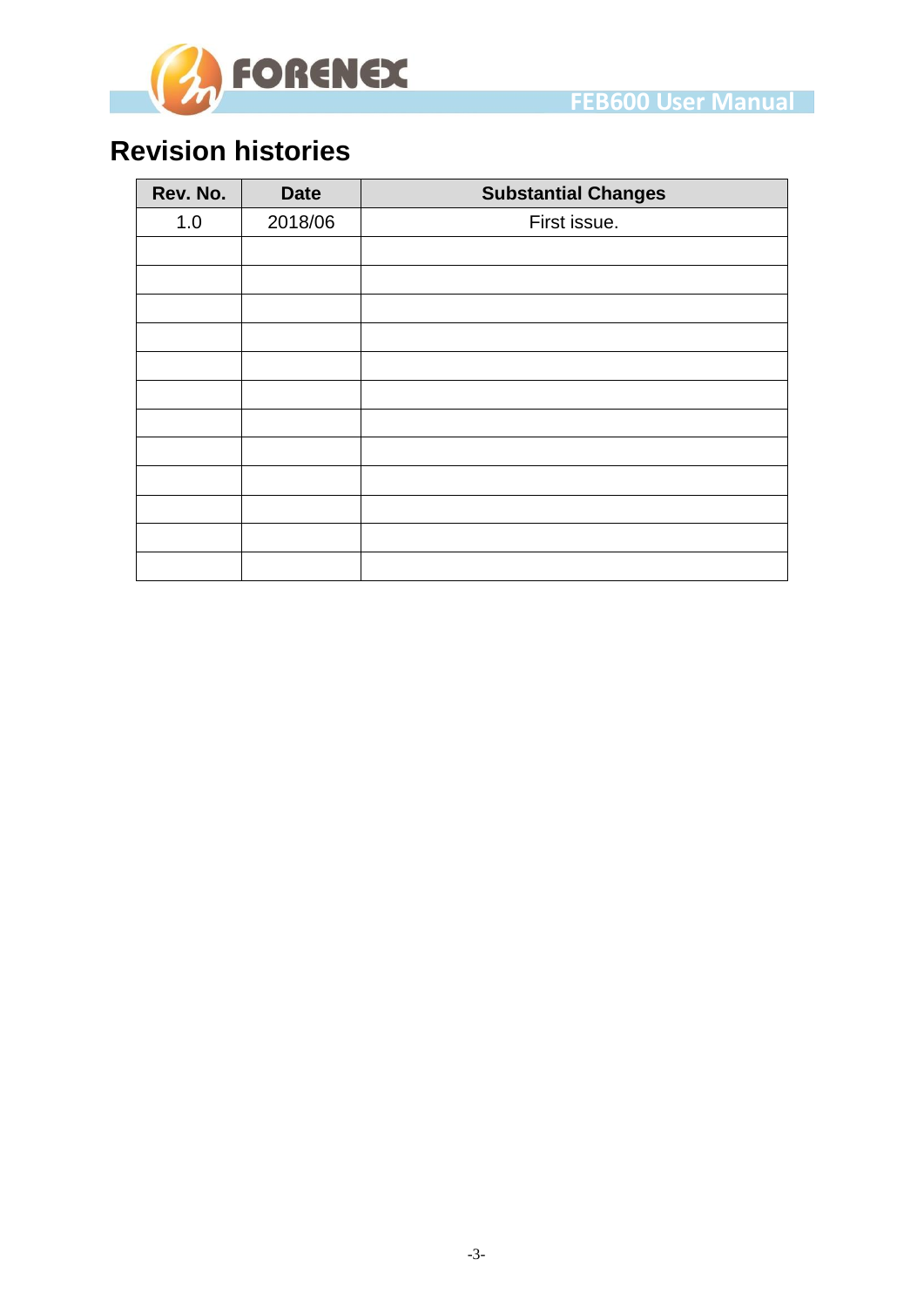# Revision histories

| Rev. No. | Date | Substantial Changes |
|---|---|---|
| 1.0 | 2018/06 | First issue. |
| | | |
| | | |
| | | |
| | | |
| | | |
| | | |
| | | |
| | | |
| | | |
| | | |
| | | |
| | | |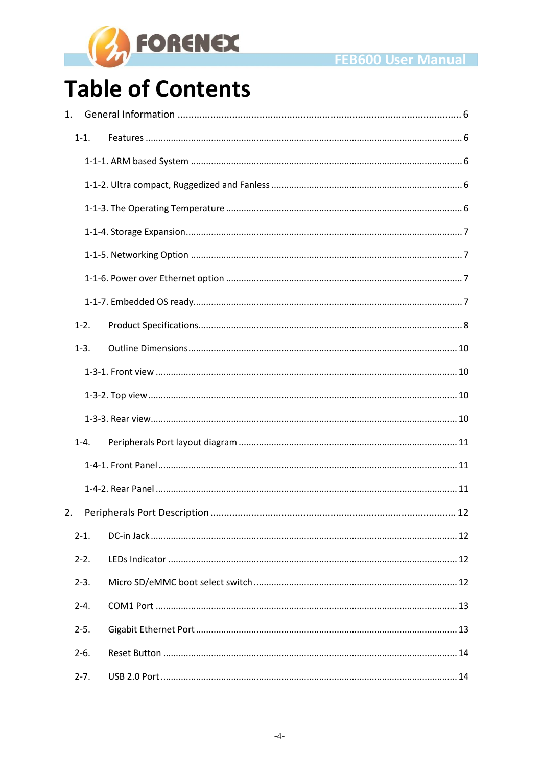# Table of Contents

1. General Information ........................................................................................ 6

  1-1. Features ........................................................................................................ 6

    1-1-1. ARM based System ..................................................................................... 6

    1-1-2. Ultra compact, Ruggedized and Fanless .......................................................... 6

    1-1-3. The Operating Temperature .......................................................................... 6

    1-1-4. Storage Expansion......................................................................................... 7

    1-1-5. Networking Option ........................................................................................ 7

    1-1-6. Power over Ethernet option .......................................................................... 7

    1-1-7. Embedded OS ready....................................................................................... 7

  1-2. Product Specifications........................................................................................ 8

  1-3. Outline Dimensions........................................................................................... 10

    1-3-1. Front view .................................................................................................... 10

    1-3-2. Top view....................................................................................................... 10

    1-3-3. Rear view...................................................................................................... 10

  1-4. Peripherals Port layout diagram ........................................................................ 11

    1-4-1. Front Panel ................................................................................................... 11

    1-4-2. Rear Panel .................................................................................................... 11

2. Peripherals Port Description ................................................................................. 12

  2-1. DC-in Jack ....................................................................................................... 12

  2-2. LEDs Indicator ................................................................................................. 12

  2-3. Micro SD/eMMC boot select switch .................................................................. 12

  2-4. COM1 Port ...................................................................................................... 13

  2-5. Gigabit Ethernet Port ....................................................................................... 13

  2-6. Reset Button ................................................................................................... 14

  2-7. USB 2.0 Port ................................................................................................... 14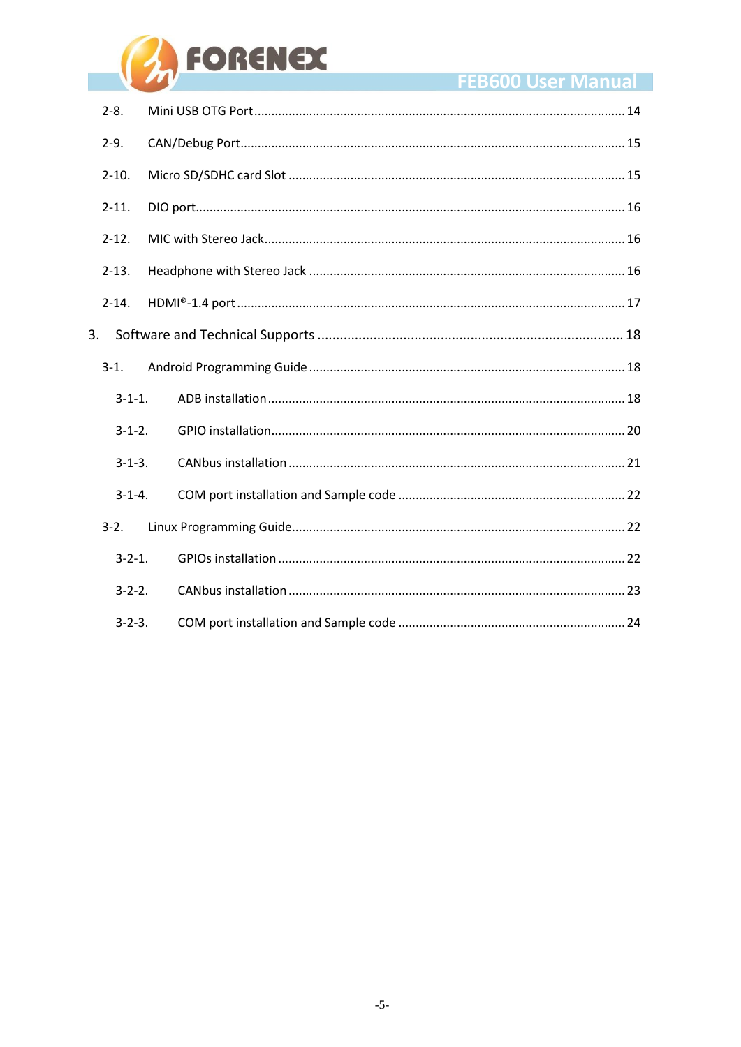2-8. Mini USB OTG Port ........................................................................................................ 14

2-9. CAN/Debug Port............................................................................................................ 15

2-10. Micro SD/SDHC card Slot .............................................................................................. 15

2-11. DIO port........................................................................................................................ 16

2-12. MIC with Stereo Jack..................................................................................................... 16

2-13. Headphone with Stereo Jack ........................................................................................ 16

2-14. HDMI®-1.4 port ............................................................................................................. 17

3. Software and Technical Supports ................................................................................ 18

3-1. Android Programming Guide ........................................................................................ 18

3-1-1. ADB installation .................................................................................................... 18

3-1-2. GPIO installation................................................................................................... 20

3-1-3. CANbus installation ............................................................................................... 21

3-1-4. COM port installation and Sample code ............................................................... 22

3-2. Linux Programming Guide............................................................................................. 22

3-2-1. GPIOs installation ................................................................................................. 22

3-2-2. CANbus installation ............................................................................................... 23

3-2-3. COM port installation and Sample code ............................................................... 24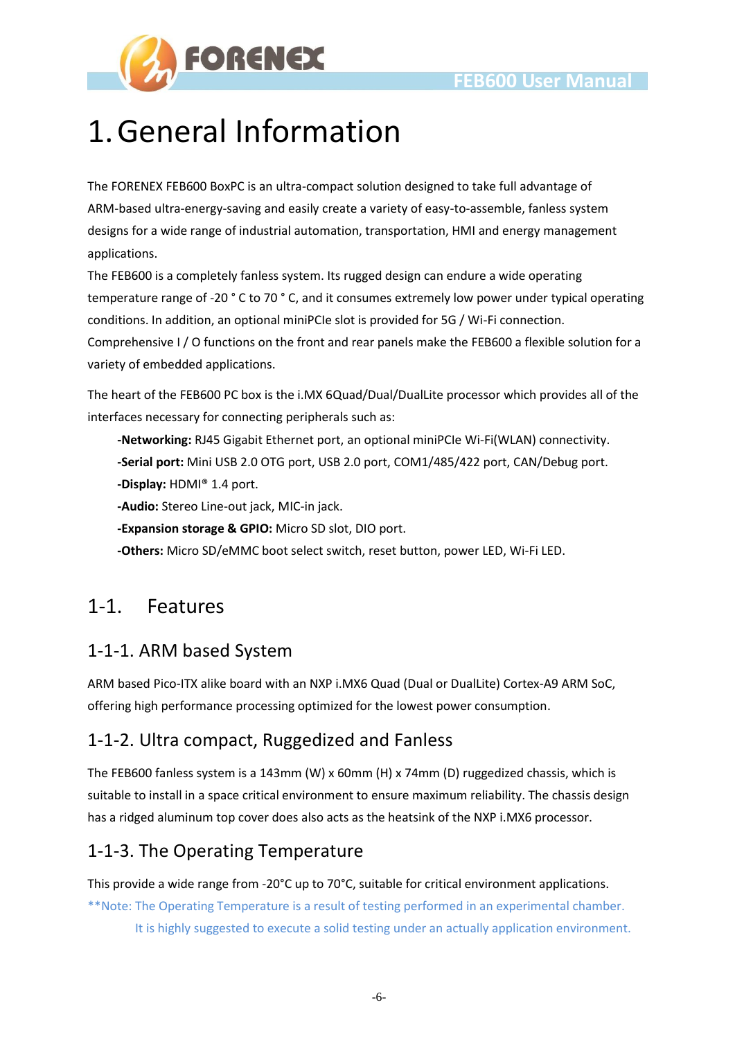# 1. General Information

The FORENEX FEB600 BoxPC is an ultra-compact solution designed to take full advantage of ARM-based ultra-energy-saving and easily create a variety of easy-to-assemble, fanless system designs for a wide range of industrial automation, transportation, HMI and energy management applications.

The FEB600 is a completely fanless system. Its rugged design can endure a wide operating temperature range of -20 ° C to 70 ° C, and it consumes extremely low power under typical operating conditions. In addition, an optional miniPCIe slot is provided for 5G / Wi-Fi connection.

Comprehensive I / O functions on the front and rear panels make the FEB600 a flexible solution for a variety of embedded applications.

The heart of the FEB600 PC box is the i.MX 6Quad/Dual/DualLite processor which provides all of the interfaces necessary for connecting peripherals such as:

**-Networking:** RJ45 Gigabit Ethernet port, an optional miniPCIe Wi-Fi(WLAN) connectivity.

**-Serial port:** Mini USB 2.0 OTG port, USB 2.0 port, COM1/485/422 port, CAN/Debug port.

**-Display:** HDMI® 1.4 port.

**-Audio:** Stereo Line-out jack, MIC-in jack.

**-Expansion storage & GPIO:** Micro SD slot, DIO port.

**-Others:** Micro SD/eMMC boot select switch, reset button, power LED, Wi-Fi LED.

## 1-1. Features

### 1-1-1. ARM based System

ARM based Pico-ITX alike board with an NXP i.MX6 Quad (Dual or DualLite) Cortex-A9 ARM SoC, offering high performance processing optimized for the lowest power consumption.

### 1-1-2. Ultra compact, Ruggedized and Fanless

The FEB600 fanless system is a 143mm (W) x 60mm (H) x 74mm (D) ruggedized chassis, which is suitable to install in a space critical environment to ensure maximum reliability. The chassis design has a ridged aluminum top cover does also acts as the heatsink of the NXP i.MX6 processor.

### 1-1-3. The Operating Temperature

This provide a wide range from -20°C up to 70°C, suitable for critical environment applications.

**Note: The Operating Temperature is a result of testing performed in an experimental chamber. It is highly suggested to execute a solid testing under an actually application environment.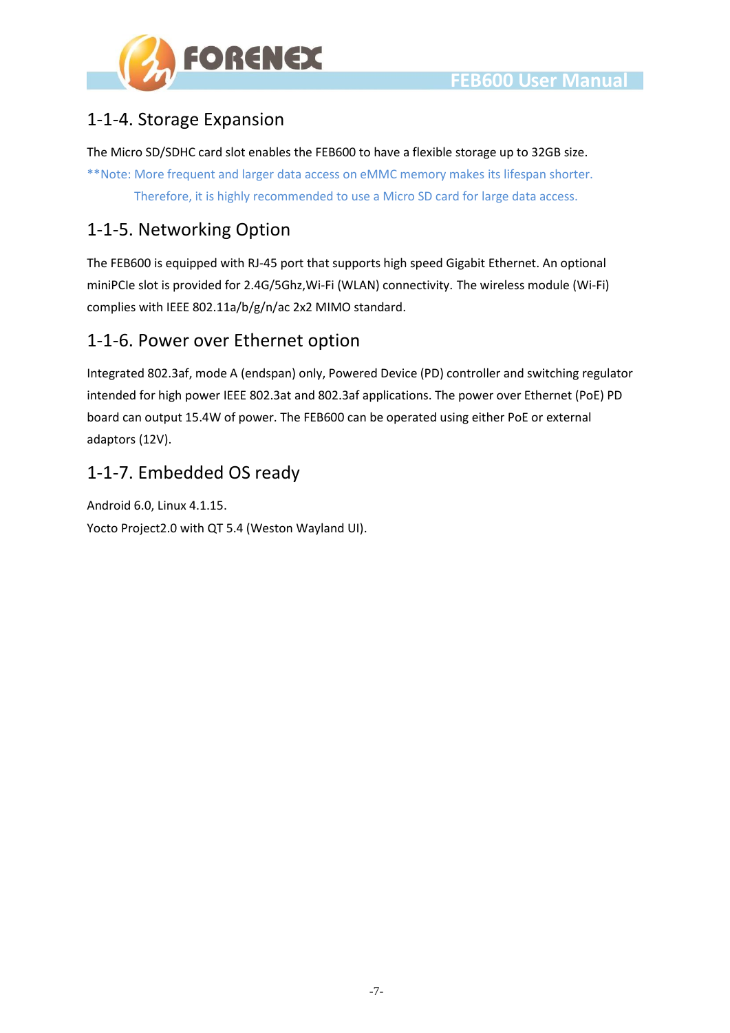## 1-1-4. Storage Expansion

The Micro SD/SDHC card slot enables the FEB600 to have a flexible storage up to 32GB size.

**Note: More frequent and larger data access on eMMC memory makes its lifespan shorter.
Therefore, it is highly recommended to use a Micro SD card for large data access.

## 1-1-5. Networking Option

The FEB600 is equipped with RJ-45 port that supports high speed Gigabit Ethernet. An optional miniPCIe slot is provided for 2.4G/5Ghz,Wi-Fi (WLAN) connectivity. The wireless module (Wi-Fi) complies with IEEE 802.11a/b/g/n/ac 2x2 MIMO standard.

## 1-1-6. Power over Ethernet option

Integrated 802.3af, mode A (endspan) only, Powered Device (PD) controller and switching regulator intended for high power IEEE 802.3at and 802.3af applications. The power over Ethernet (PoE) PD board can output 15.4W of power. The FEB600 can be operated using either PoE or external adaptors (12V).

## 1-1-7. Embedded OS ready

Android 6.0, Linux 4.1.15.
Yocto Project2.0 with QT 5.4 (Weston Wayland UI).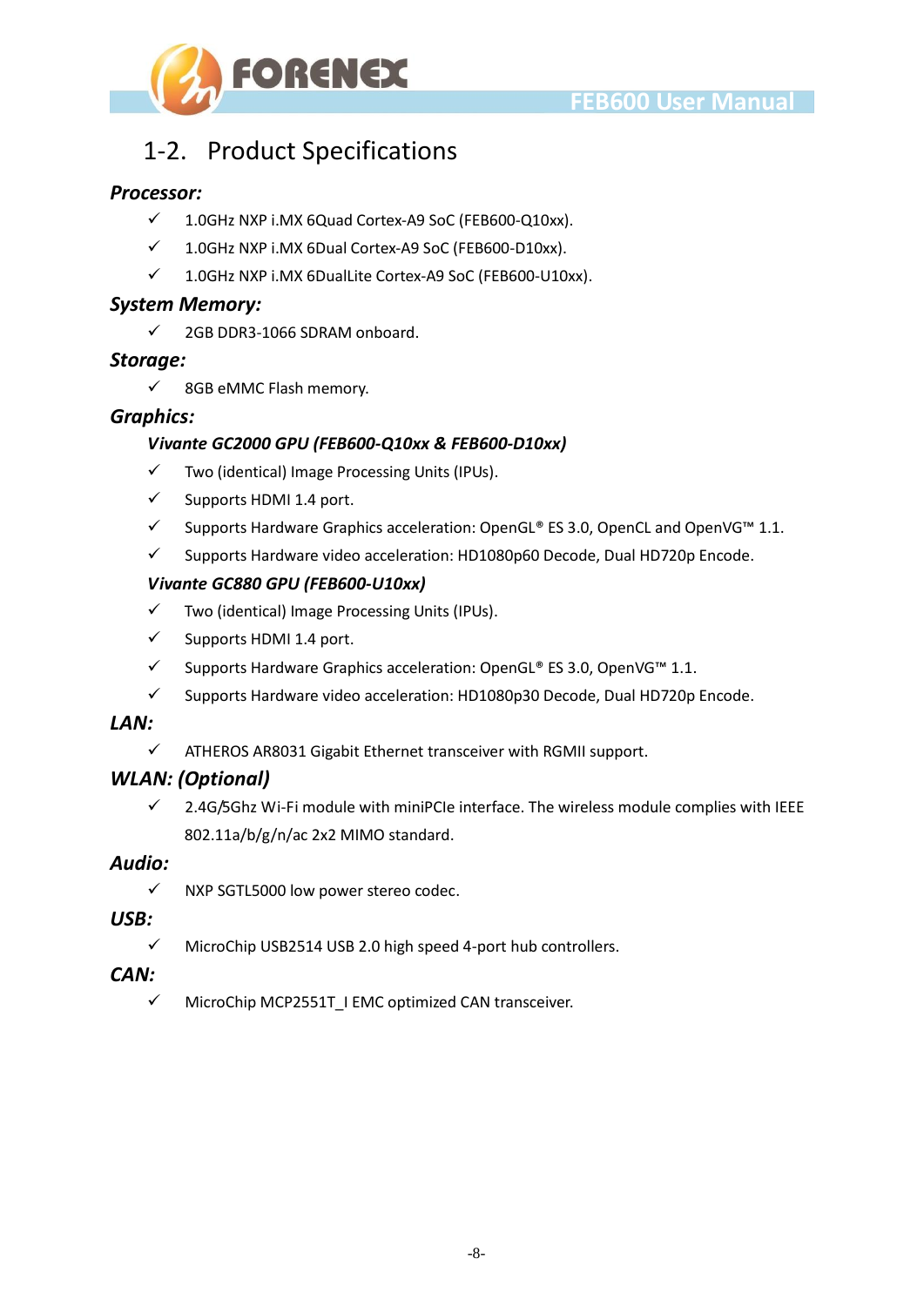## 1-2. Product Specifications

***Processor:***

- ✓ 1.0GHz NXP i.MX 6Quad Cortex-A9 SoC (FEB600-Q10xx).
- ✓ 1.0GHz NXP i.MX 6Dual Cortex-A9 SoC (FEB600-D10xx).
- ✓ 1.0GHz NXP i.MX 6DualLite Cortex-A9 SoC (FEB600-U10xx).

***System Memory:***

- ✓ 2GB DDR3-1066 SDRAM onboard.

***Storage:***

- ✓ 8GB eMMC Flash memory.

***Graphics:***

***Vivante GC2000 GPU (FEB600-Q10xx & FEB600-D10xx)***

- ✓ Two (identical) Image Processing Units (IPUs).
- ✓ Supports HDMI 1.4 port.
- ✓ Supports Hardware Graphics acceleration: OpenGL® ES 3.0, OpenCL and OpenVG™ 1.1.
- ✓ Supports Hardware video acceleration: HD1080p60 Decode, Dual HD720p Encode.

***Vivante GC880 GPU (FEB600-U10xx)***

- ✓ Two (identical) Image Processing Units (IPUs).
- ✓ Supports HDMI 1.4 port.
- ✓ Supports Hardware Graphics acceleration: OpenGL® ES 3.0, OpenVG™ 1.1.
- ✓ Supports Hardware video acceleration: HD1080p30 Decode, Dual HD720p Encode.

***LAN:***

- ✓ ATHEROS AR8031 Gigabit Ethernet transceiver with RGMII support.

***WLAN: (Optional)***

- ✓ 2.4G/5Ghz Wi-Fi module with miniPCIe interface. The wireless module complies with IEEE 802.11a/b/g/n/ac 2x2 MIMO standard.

***Audio:***

- ✓ NXP SGTL5000 low power stereo codec.

***USB:***

- ✓ MicroChip USB2514 USB 2.0 high speed 4-port hub controllers.

***CAN:***

- ✓ MicroChip MCP2551T_I EMC optimized CAN transceiver.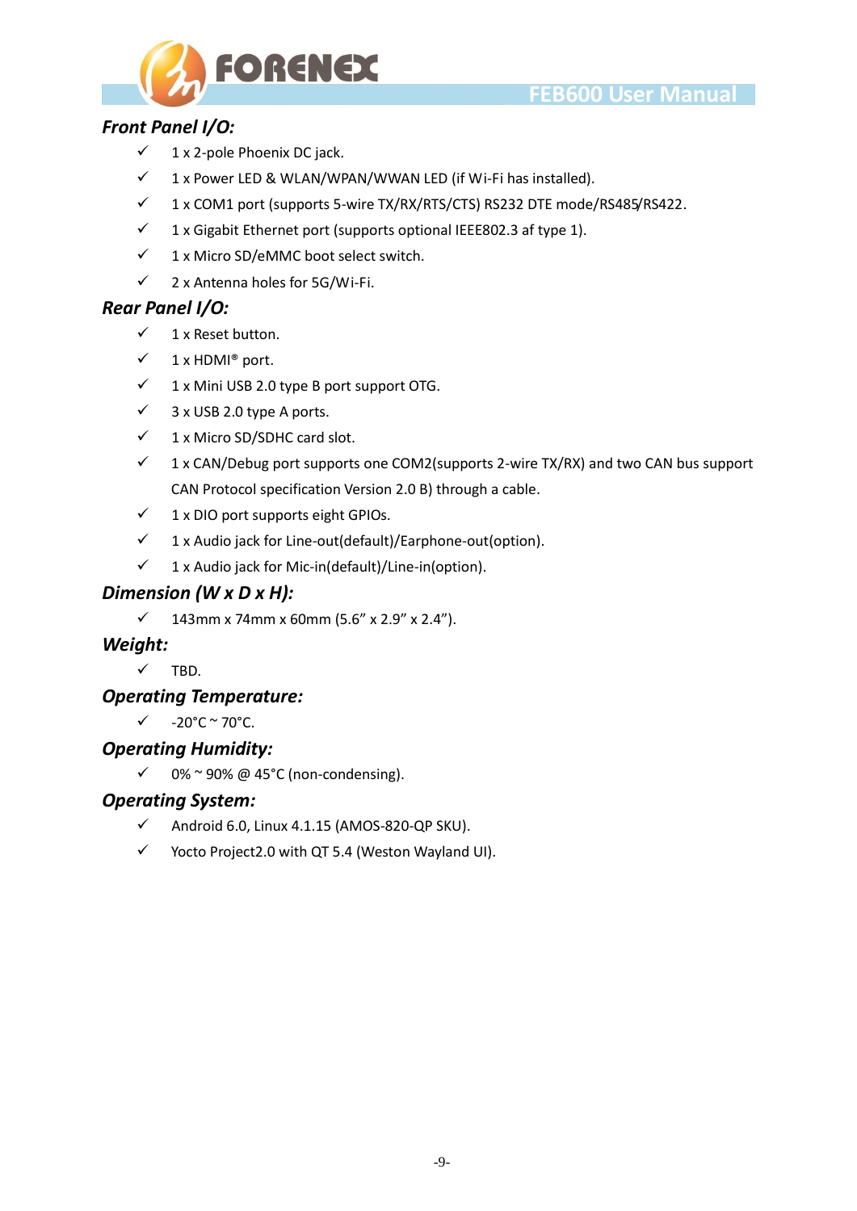### *Front Panel I/O:*

- 1 x 2-pole Phoenix DC jack.
- 1 x Power LED & WLAN/WPAN/WWAN LED (if Wi-Fi has installed).
- 1 x COM1 port (supports 5-wire TX/RX/RTS/CTS) RS232 DTE mode/RS485/RS422.
- 1 x Gigabit Ethernet port (supports optional IEEE802.3 af type 1).
- 1 x Micro SD/eMMC boot select switch.
- 2 x Antenna holes for 5G/Wi-Fi.

### *Rear Panel I/O:*

- 1 x Reset button.
- 1 x HDMI® port.
- 1 x Mini USB 2.0 type B port support OTG.
- 3 x USB 2.0 type A ports.
- 1 x Micro SD/SDHC card slot.
- 1 x CAN/Debug port supports one COM2(supports 2-wire TX/RX) and two CAN bus support CAN Protocol specification Version 2.0 B) through a cable.
- 1 x DIO port supports eight GPIOs.
- 1 x Audio jack for Line-out(default)/Earphone-out(option).
- 1 x Audio jack for Mic-in(default)/Line-in(option).

### *Dimension (W x D x H):*

- 143mm x 74mm x 60mm (5.6" x 2.9" x 2.4").

### *Weight:*

- TBD.

### *Operating Temperature:*

- -20°C ~ 70°C.

### *Operating Humidity:*

- 0% ~ 90% @ 45°C (non-condensing).

### *Operating System:*

- Android 6.0, Linux 4.1.15 (AMOS-820-QP SKU).
- Yocto Project2.0 with QT 5.4 (Weston Wayland UI).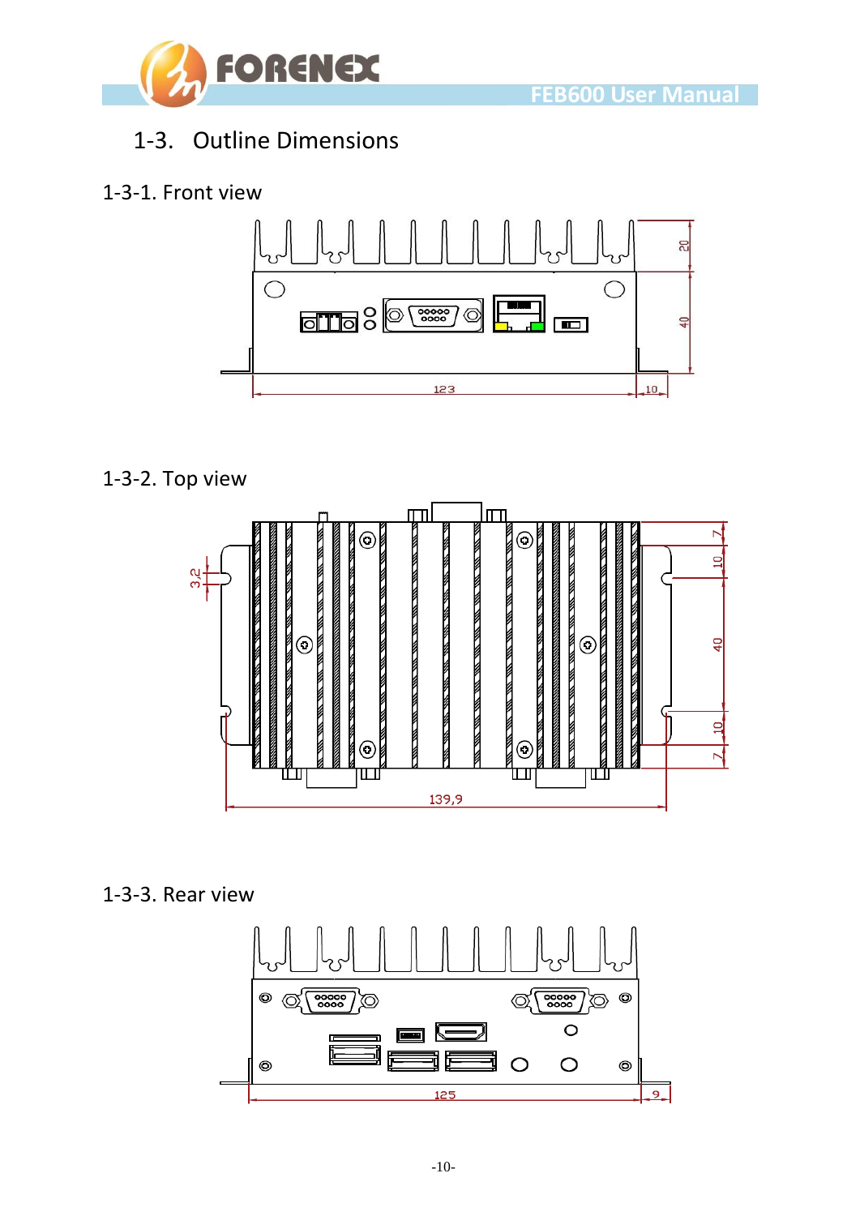## 1-3. Outline Dimensions

### 1-3-1. Front view

20

40

123

10

### 1-3-2. Top view

3,2

7

10

40

10

7

139,9

### 1-3-3. Rear view

125

9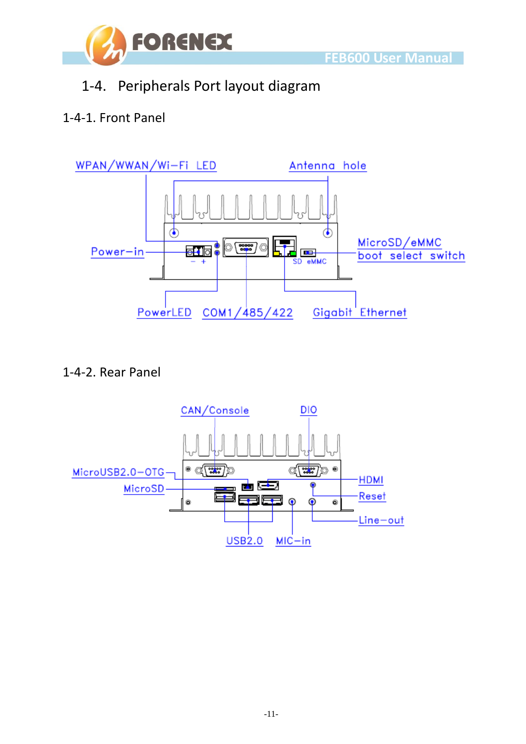## 1-4. Peripherals Port layout diagram

### 1-4-1. Front Panel

WPAN/WWAN/Wi-Fi LED

Antenna hole

Power-in

MicroSD/eMMC boot select switch

SD eMMC

PowerLED

COM1/485/422

Gigabit Ethernet

### 1-4-2. Rear Panel

CAN/Console

DIO

MicroUSB2.0-OTG

MicroSD

HDMI

Reset

Line-out

USB2.0

MIC-in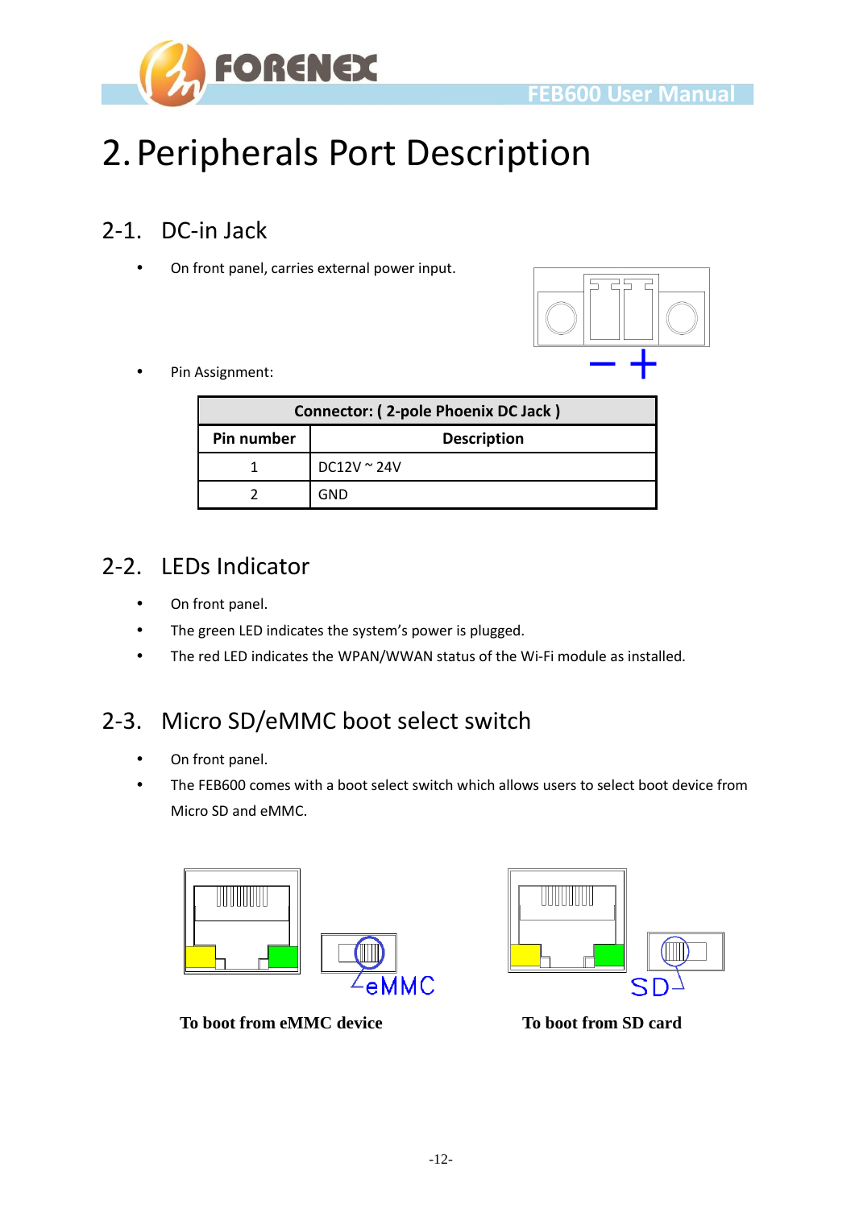# 2. Peripherals Port Description

## 2-1. DC-in Jack

- On front panel, carries external power input.

− +

- Pin Assignment:

| Connector: ( 2-pole Phoenix DC Jack ) | |
|---|---|
| **Pin number** | **Description** |
| 1 | DC12V ~ 24V |
| 2 | GND |

## 2-2. LEDs Indicator

- On front panel.
- The green LED indicates the system's power is plugged.
- The red LED indicates the WPAN/WWAN status of the Wi-Fi module as installed.

## 2-3. Micro SD/eMMC boot select switch

- On front panel.
- The FEB600 comes with a boot select switch which allows users to select boot device from Micro SD and eMMC.

eMMC

**To boot from eMMC device**

SD

**To boot from SD card**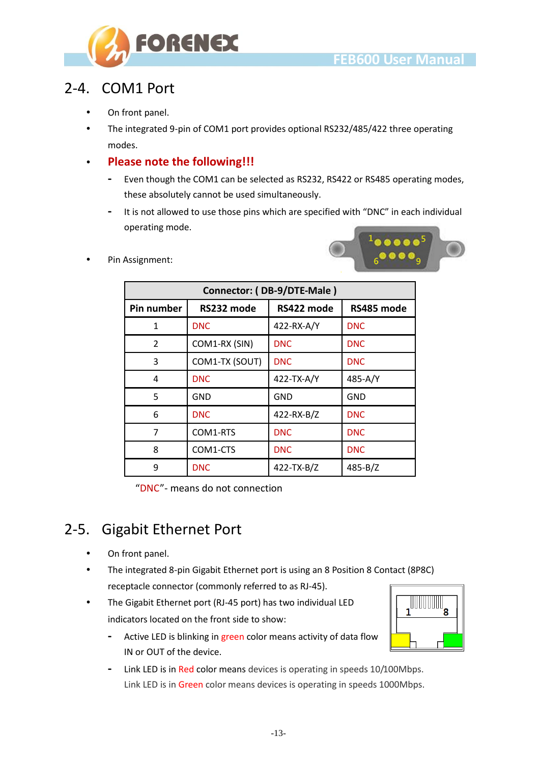## 2-4. COM1 Port

- On front panel.
- The integrated 9-pin of COM1 port provides optional RS232/485/422 three operating modes.
- **Please note the following!!!**
  - Even though the COM1 can be selected as RS232, RS422 or RS485 operating modes, these absolutely cannot be used simultaneously.
  - It is not allowed to use those pins which are specified with "DNC" in each individual operating mode.
- Pin Assignment:

| Connector: ( DB-9/DTE-Male ) | | | |
|---|---|---|---|
| **Pin number** | **RS232 mode** | **RS422 mode** | **RS485 mode** |
| 1 | DNC | 422-RX-A/Y | DNC |
| 2 | COM1-RX (SIN) | DNC | DNC |
| 3 | COM1-TX (SOUT) | DNC | DNC |
| 4 | DNC | 422-TX-A/Y | 485-A/Y |
| 5 | GND | GND | GND |
| 6 | DNC | 422-RX-B/Z | DNC |
| 7 | COM1-RTS | DNC | DNC |
| 8 | COM1-CTS | DNC | DNC |
| 9 | DNC | 422-TX-B/Z | 485-B/Z |

"DNC"- means do not connection

## 2-5. Gigabit Ethernet Port

- On front panel.
- The integrated 8-pin Gigabit Ethernet port is using an 8 Position 8 Contact (8P8C) receptacle connector (commonly referred to as RJ-45).
- The Gigabit Ethernet port (RJ-45 port) has two individual LED indicators located on the front side to show:
  - Active LED is blinking in green color means activity of data flow IN or OUT of the device.
  - Link LED is in Red color means devices is operating in speeds 10/100Mbps. Link LED is in Green color means devices is operating in speeds 1000Mbps.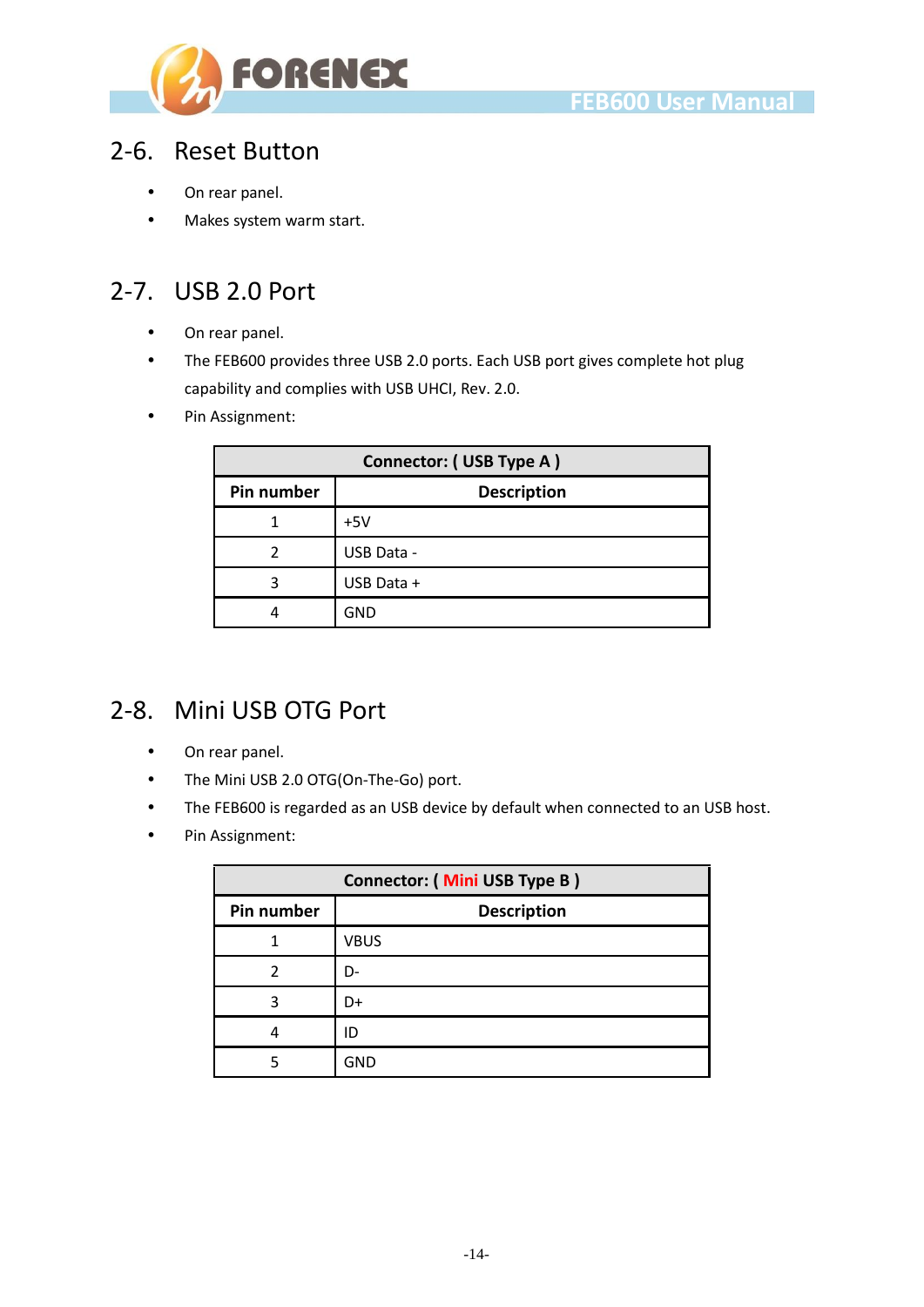## 2-6. Reset Button

- On rear panel.
- Makes system warm start.

## 2-7. USB 2.0 Port

- On rear panel.
- The FEB600 provides three USB 2.0 ports. Each USB port gives complete hot plug capability and complies with USB UHCI, Rev. 2.0.
- Pin Assignment:

| Connector: ( USB Type A ) | |
|---|---|
| **Pin number** | **Description** |
| 1 | +5V |
| 2 | USB Data - |
| 3 | USB Data + |
| 4 | GND |

## 2-8. Mini USB OTG Port

- On rear panel.
- The Mini USB 2.0 OTG(On-The-Go) port.
- The FEB600 is regarded as an USB device by default when connected to an USB host.
- Pin Assignment:

| Connector: ( Mini USB Type B ) | |
|---|---|
| **Pin number** | **Description** |
| 1 | VBUS |
| 2 | D- |
| 3 | D+ |
| 4 | ID |
| 5 | GND |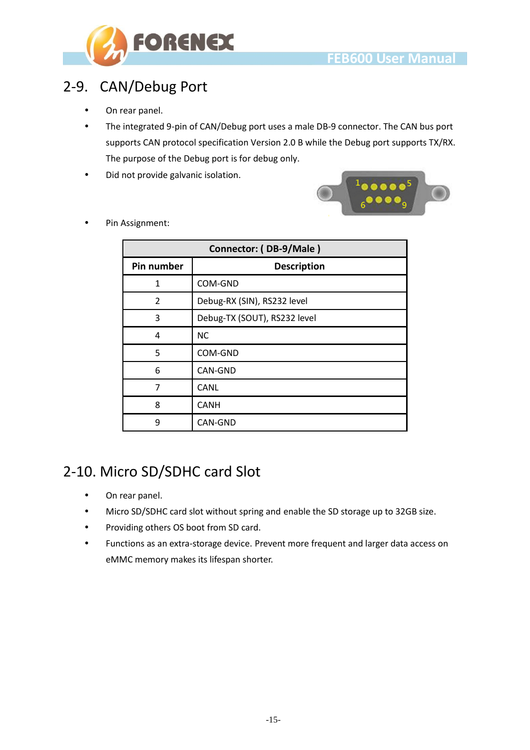## 2-9. CAN/Debug Port

- On rear panel.
- The integrated 9-pin of CAN/Debug port uses a male DB-9 connector. The CAN bus port supports CAN protocol specification Version 2.0 B while the Debug port supports TX/RX. The purpose of the Debug port is for debug only.
- Did not provide galvanic isolation.
- Pin Assignment:

| Connector: ( DB-9/Male ) | |
|---|---|
| **Pin number** | **Description** |
| 1 | COM-GND |
| 2 | Debug-RX (SIN), RS232 level |
| 3 | Debug-TX (SOUT), RS232 level |
| 4 | NC |
| 5 | COM-GND |
| 6 | CAN-GND |
| 7 | CANL |
| 8 | CANH |
| 9 | CAN-GND |

## 2-10. Micro SD/SDHC card Slot

- On rear panel.
- Micro SD/SDHC card slot without spring and enable the SD storage up to 32GB size.
- Providing others OS boot from SD card.
- Functions as an extra-storage device. Prevent more frequent and larger data access on eMMC memory makes its lifespan shorter.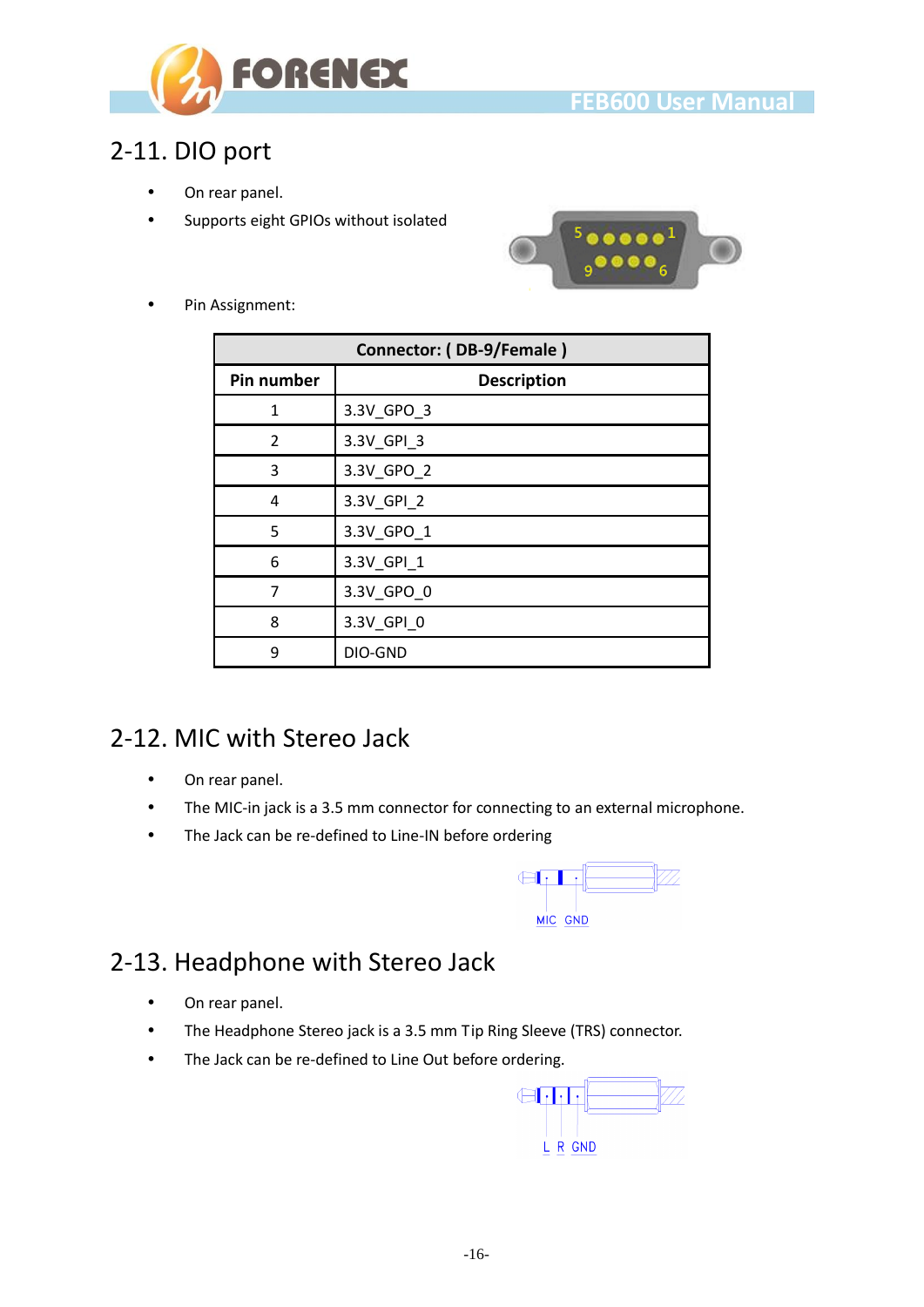## 2-11. DIO port

- On rear panel.
- Supports eight GPIOs without isolated

5 1
9 6

- Pin Assignment:

| Connector: ( DB-9/Female ) | |
|---|---|
| **Pin number** | **Description** |
| 1 | 3.3V_GPO_3 |
| 2 | 3.3V_GPI_3 |
| 3 | 3.3V_GPO_2 |
| 4 | 3.3V_GPI_2 |
| 5 | 3.3V_GPO_1 |
| 6 | 3.3V_GPI_1 |
| 7 | 3.3V_GPO_0 |
| 8 | 3.3V_GPI_0 |
| 9 | DIO-GND |

## 2-12. MIC with Stereo Jack

- On rear panel.
- The MIC-in jack is a 3.5 mm connector for connecting to an external microphone.
- The Jack can be re-defined to Line-IN before ordering

MIC GND

## 2-13. Headphone with Stereo Jack

- On rear panel.
- The Headphone Stereo jack is a 3.5 mm Tip Ring Sleeve (TRS) connector.
- The Jack can be re-defined to Line Out before ordering.

L R GND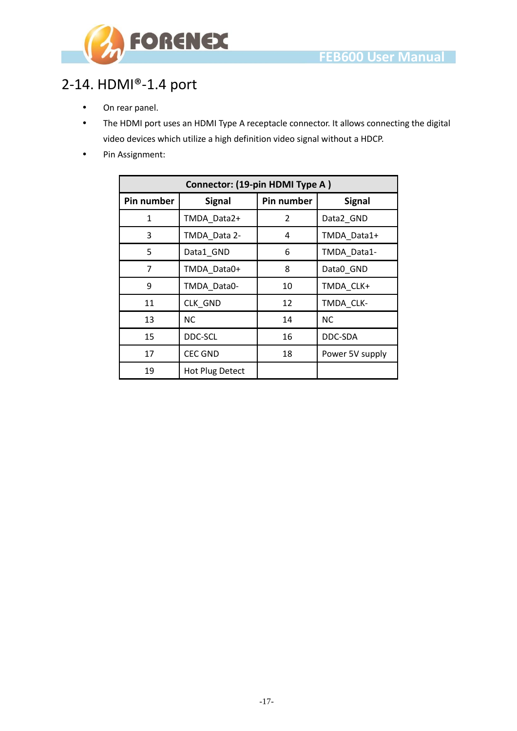## 2-14. HDMI®-1.4 port

- On rear panel.
- The HDMI port uses an HDMI Type A receptacle connector. It allows connecting the digital video devices which utilize a high definition video signal without a HDCP.
- Pin Assignment:

| Connector: (19-pin HDMI Type A ) | | | |
|---|---|---|---|
| **Pin number** | **Signal** | **Pin number** | **Signal** |
| 1 | TMDA_Data2+ | 2 | Data2_GND |
| 3 | TMDA_Data 2- | 4 | TMDA_Data1+ |
| 5 | Data1_GND | 6 | TMDA_Data1- |
| 7 | TMDA_Data0+ | 8 | Data0_GND |
| 9 | TMDA_Data0- | 10 | TMDA_CLK+ |
| 11 | CLK_GND | 12 | TMDA_CLK- |
| 13 | NC | 14 | NC |
| 15 | DDC-SCL | 16 | DDC-SDA |
| 17 | CEC GND | 18 | Power 5V supply |
| 19 | Hot Plug Detect | | |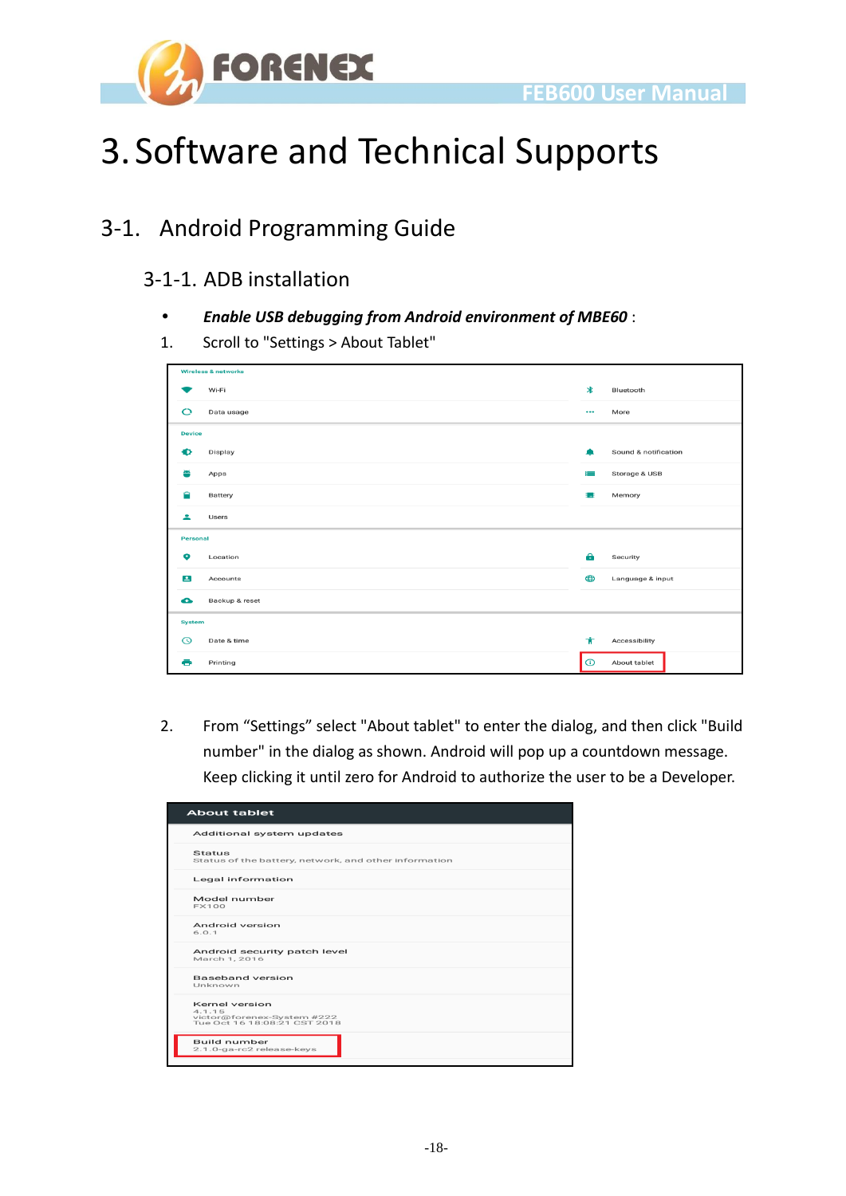# 3. Software and Technical Supports

## 3-1. Android Programming Guide

### 3-1-1. ADB installation

- ***Enable USB debugging from Android environment of MBE60*** :

1. Scroll to "Settings > About Tablet"

2. From “Settings” select "About tablet" to enter the dialog, and then click "Build number" in the dialog as shown. Android will pop up a countdown message. Keep clicking it until zero for Android to authorize the user to be a Developer.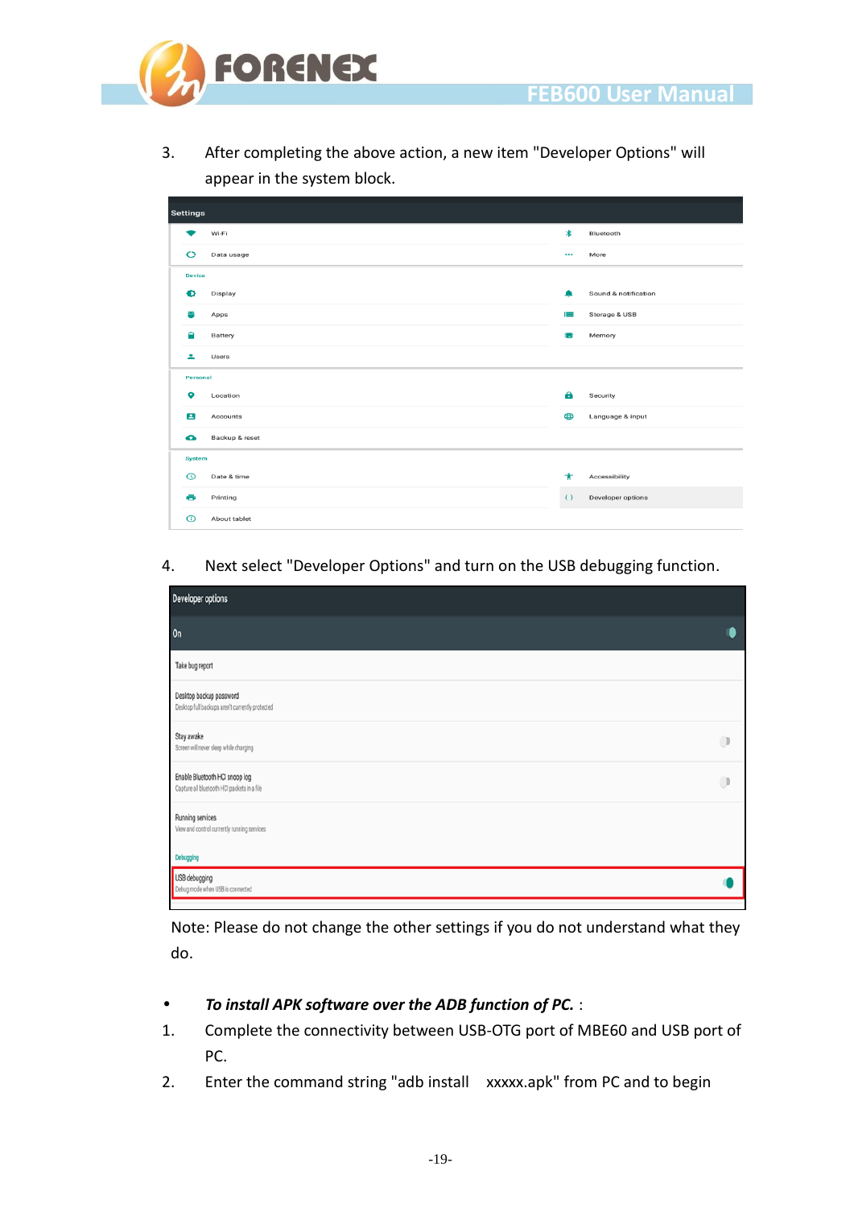3. After completing the above action, a new item "Developer Options" will appear in the system block.

4. Next select "Developer Options" and turn on the USB debugging function.

Note: Please do not change the other settings if you do not understand what they do.

- ***To install APK software over the ADB function of PC.*** :

1. Complete the connectivity between USB-OTG port of MBE60 and USB port of PC.
2. Enter the command string "adb install xxxxx.apk" from PC and to begin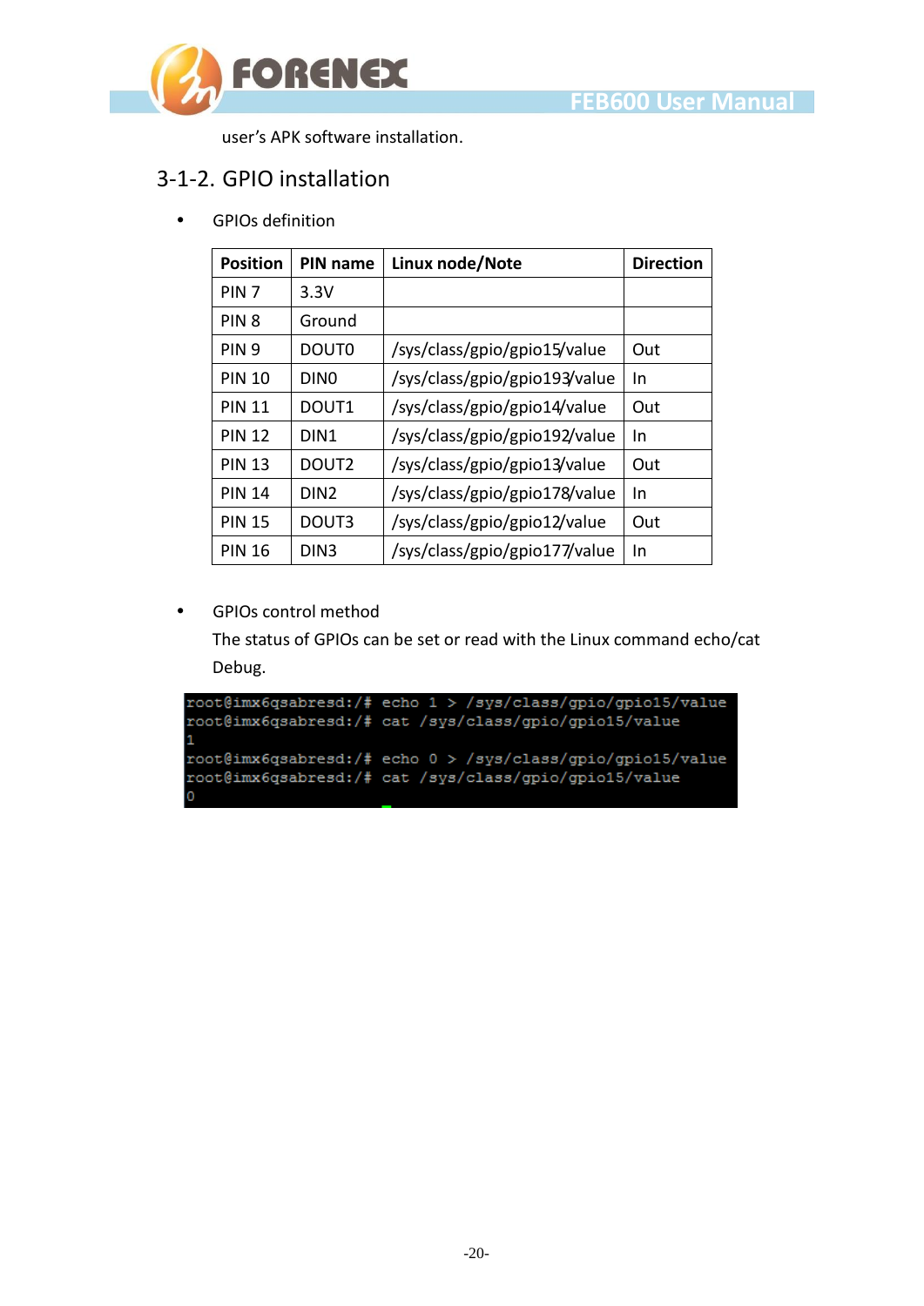user's APK software installation.

## 3-1-2. GPIO installation

- GPIOs definition

| Position | PIN name | Linux node/Note | Direction |
|---|---|---|---|
| PIN 7 | 3.3V | | |
| PIN 8 | Ground | | |
| PIN 9 | DOUT0 | /sys/class/gpio/gpio15/value | Out |
| PIN 10 | DIN0 | /sys/class/gpio/gpio193/value | In |
| PIN 11 | DOUT1 | /sys/class/gpio/gpio14/value | Out |
| PIN 12 | DIN1 | /sys/class/gpio/gpio192/value | In |
| PIN 13 | DOUT2 | /sys/class/gpio/gpio13/value | Out |
| PIN 14 | DIN2 | /sys/class/gpio/gpio178/value | In |
| PIN 15 | DOUT3 | /sys/class/gpio/gpio12/value | Out |
| PIN 16 | DIN3 | /sys/class/gpio/gpio177/value | In |

- GPIOs control method
  The status of GPIOs can be set or read with the Linux command echo/cat Debug.

```
root@imx6qsabresd:/# echo 1 > /sys/class/gpio/gpio15/value
root@imx6qsabresd:/# cat /sys/class/gpio/gpio15/value
1
root@imx6qsabresd:/# echo 0 > /sys/class/gpio/gpio15/value
root@imx6qsabresd:/# cat /sys/class/gpio/gpio15/value
0
```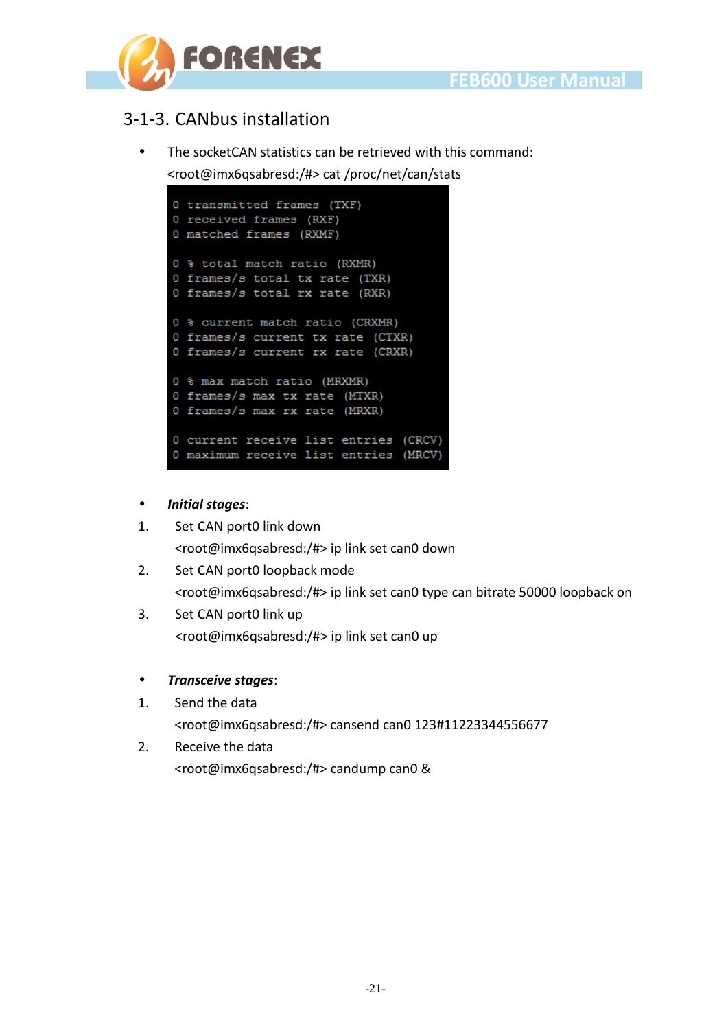## 3-1-3. CANbus installation

- The socketCAN statistics can be retrieved with this command:
  <root@imx6qsabresd:/#> cat /proc/net/can/stats

```
0 transmitted frames (TXF)
0 received frames (RXF)
0 matched frames (RXMF)

0 % total match ratio (RXMR)
0 frames/s total tx rate (TXR)
0 frames/s total rx rate (RXR)

0 % current match ratio (CRXMR)
0 frames/s current tx rate (CTXR)
0 frames/s current rx rate (CRXR)

0 % max match ratio (MRXMR)
0 frames/s max tx rate (MTXR)
0 frames/s max rx rate (MRXR)

0 current receive list entries (CRCV)
0 maximum receive list entries (MRCV)
```

- ***Initial stages***:

1. Set CAN port0 link down
   <root@imx6qsabresd:/#> ip link set can0 down
2. Set CAN port0 loopback mode
   <root@imx6qsabresd:/#> ip link set can0 type can bitrate 50000 loopback on
3. Set CAN port0 link up
   <root@imx6qsabresd:/#> ip link set can0 up

- ***Transceive stages***:

1. Send the data
   <root@imx6qsabresd:/#> cansend can0 123#11223344556677
2. Receive the data
   <root@imx6qsabresd:/#> candump can0 &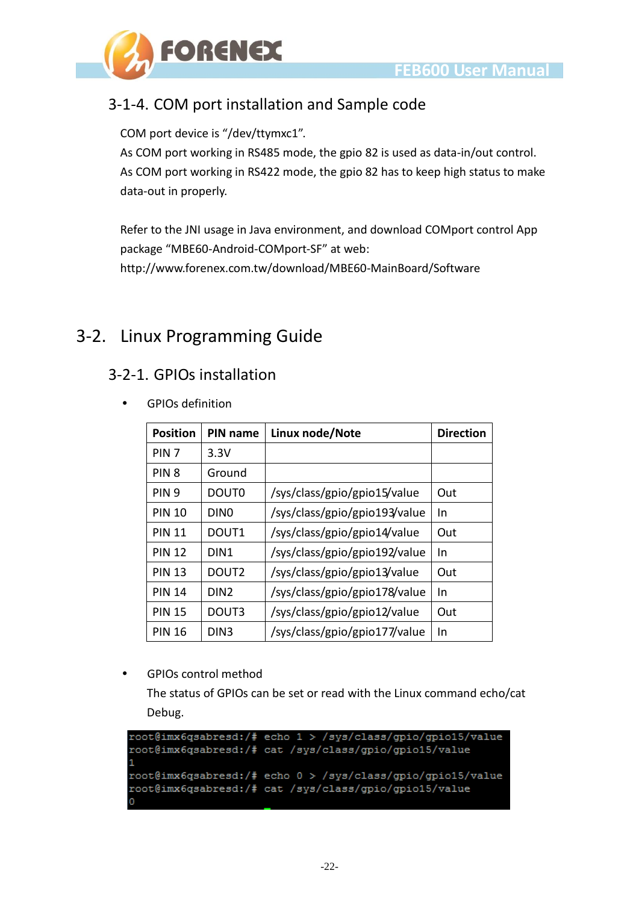### 3-1-4. COM port installation and Sample code

COM port device is "/dev/ttymxc1".
As COM port working in RS485 mode, the gpio 82 is used as data-in/out control.
As COM port working in RS422 mode, the gpio 82 has to keep high status to make data-out in properly.

Refer to the JNI usage in Java environment, and download COMport control App package "MBE60-Android-COMport-SF" at web:
http://www.forenex.com.tw/download/MBE60-MainBoard/Software

## 3-2. Linux Programming Guide

### 3-2-1. GPIOs installation

- GPIOs definition

| Position | PIN name | Linux node/Note | Direction |
|---|---|---|---|
| PIN 7 | 3.3V | | |
| PIN 8 | Ground | | |
| PIN 9 | DOUT0 | /sys/class/gpio/gpio15/value | Out |
| PIN 10 | DIN0 | /sys/class/gpio/gpio193/value | In |
| PIN 11 | DOUT1 | /sys/class/gpio/gpio14/value | Out |
| PIN 12 | DIN1 | /sys/class/gpio/gpio192/value | In |
| PIN 13 | DOUT2 | /sys/class/gpio/gpio13/value | Out |
| PIN 14 | DIN2 | /sys/class/gpio/gpio178/value | In |
| PIN 15 | DOUT3 | /sys/class/gpio/gpio12/value | Out |
| PIN 16 | DIN3 | /sys/class/gpio/gpio177/value | In |

- GPIOs control method
  The status of GPIOs can be set or read with the Linux command echo/cat Debug.

```
root@imx6qsabresd:/# echo 1 > /sys/class/gpio/gpio15/value
root@imx6qsabresd:/# cat /sys/class/gpio/gpio15/value
1
root@imx6qsabresd:/# echo 0 > /sys/class/gpio/gpio15/value
root@imx6qsabresd:/# cat /sys/class/gpio/gpio15/value
0
```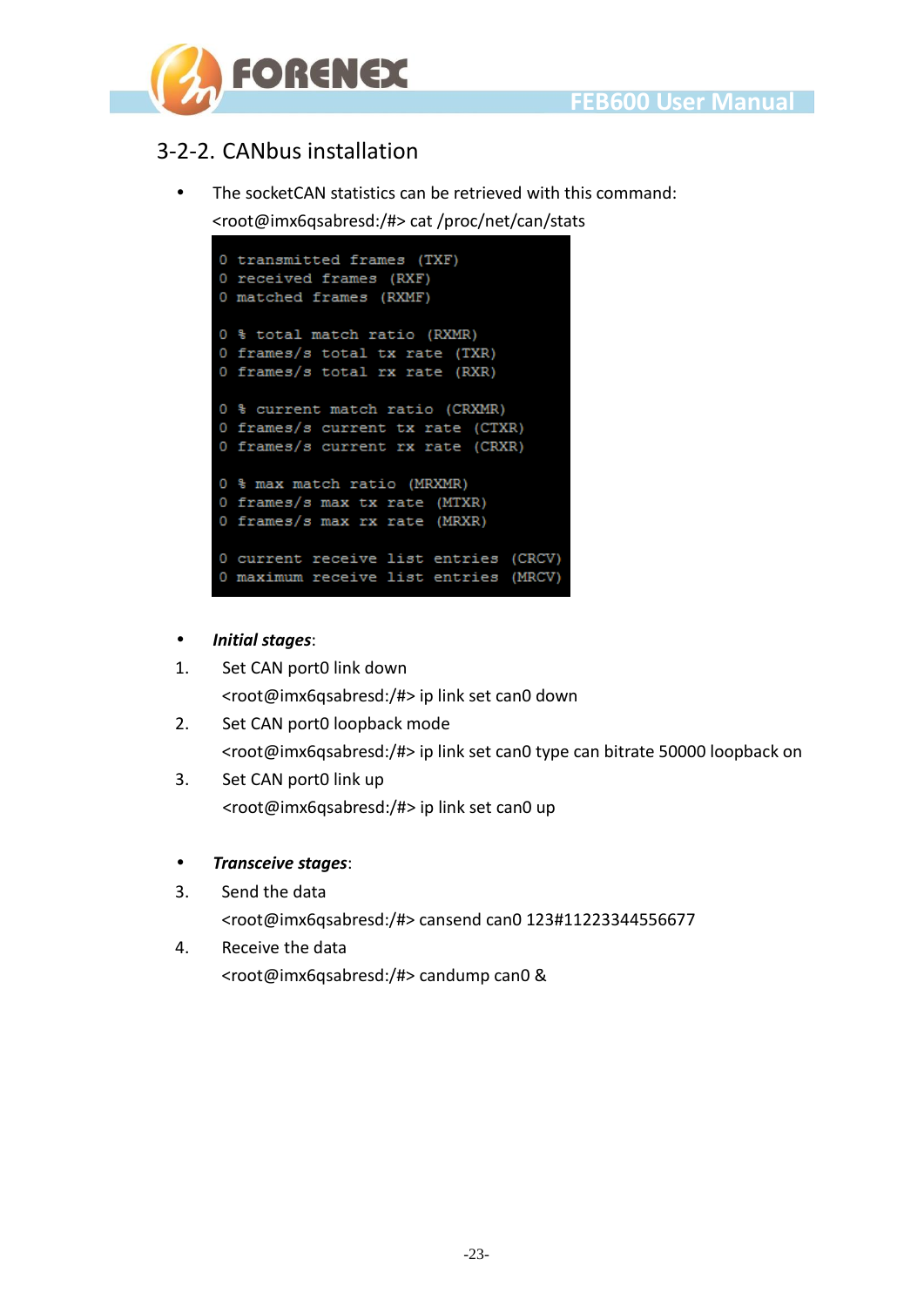## 3-2-2. CANbus installation

- The socketCAN statistics can be retrieved with this command:
  <root@imx6qsabresd:/#> cat /proc/net/can/stats

```
0 transmitted frames (TXF)
0 received frames (RXF)
0 matched frames (RXMF)

0 % total match ratio (RXMR)
0 frames/s total tx rate (TXR)
0 frames/s total rx rate (RXR)

0 % current match ratio (CRXMR)
0 frames/s current tx rate (CTXR)
0 frames/s current rx rate (CRXR)

0 % max match ratio (MRXMR)
0 frames/s max tx rate (MTXR)
0 frames/s max rx rate (MRXR)

0 current receive list entries (CRCV)
0 maximum receive list entries (MRCV)
```

- ***Initial stages***:

1. Set CAN port0 link down
   <root@imx6qsabresd:/#> ip link set can0 down
2. Set CAN port0 loopback mode
   <root@imx6qsabresd:/#> ip link set can0 type can bitrate 50000 loopback on
3. Set CAN port0 link up
   <root@imx6qsabresd:/#> ip link set can0 up

- ***Transceive stages***:

3. Send the data
   <root@imx6qsabresd:/#> cansend can0 123#11223344556677
4. Receive the data
   <root@imx6qsabresd:/#> candump can0 &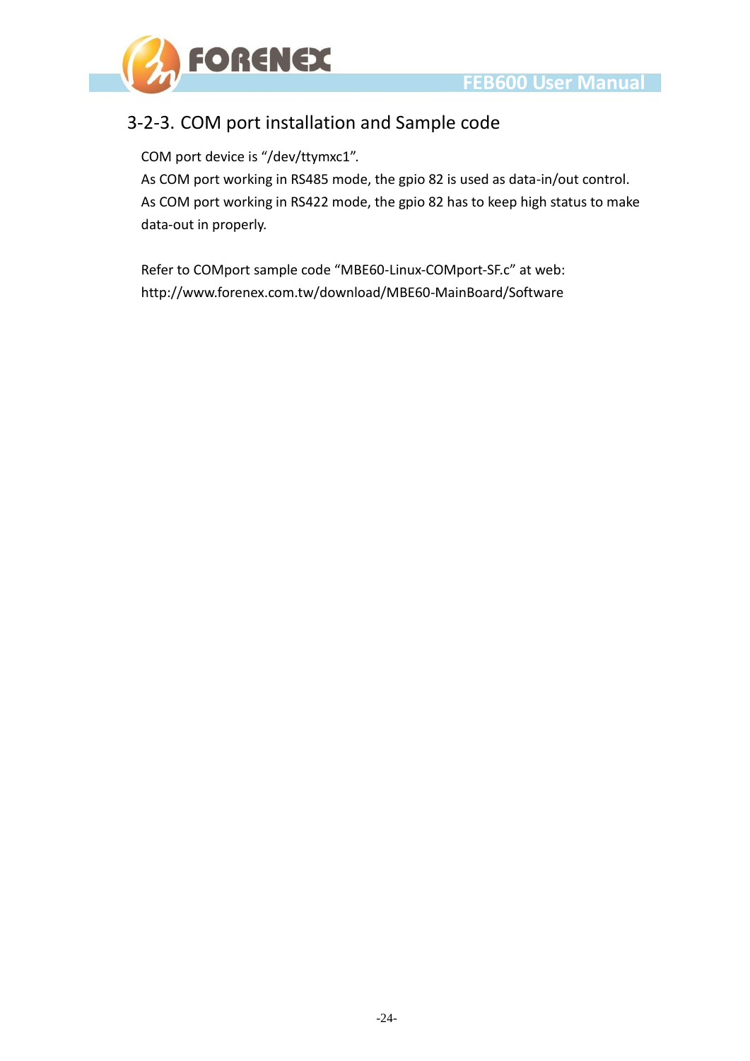## 3-2-3. COM port installation and Sample code

COM port device is "/dev/ttymxc1".
As COM port working in RS485 mode, the gpio 82 is used as data-in/out control.
As COM port working in RS422 mode, the gpio 82 has to keep high status to make data-out in properly.

Refer to COMport sample code "MBE60-Linux-COMport-SF.c" at web:
http://www.forenex.com.tw/download/MBE60-MainBoard/Software